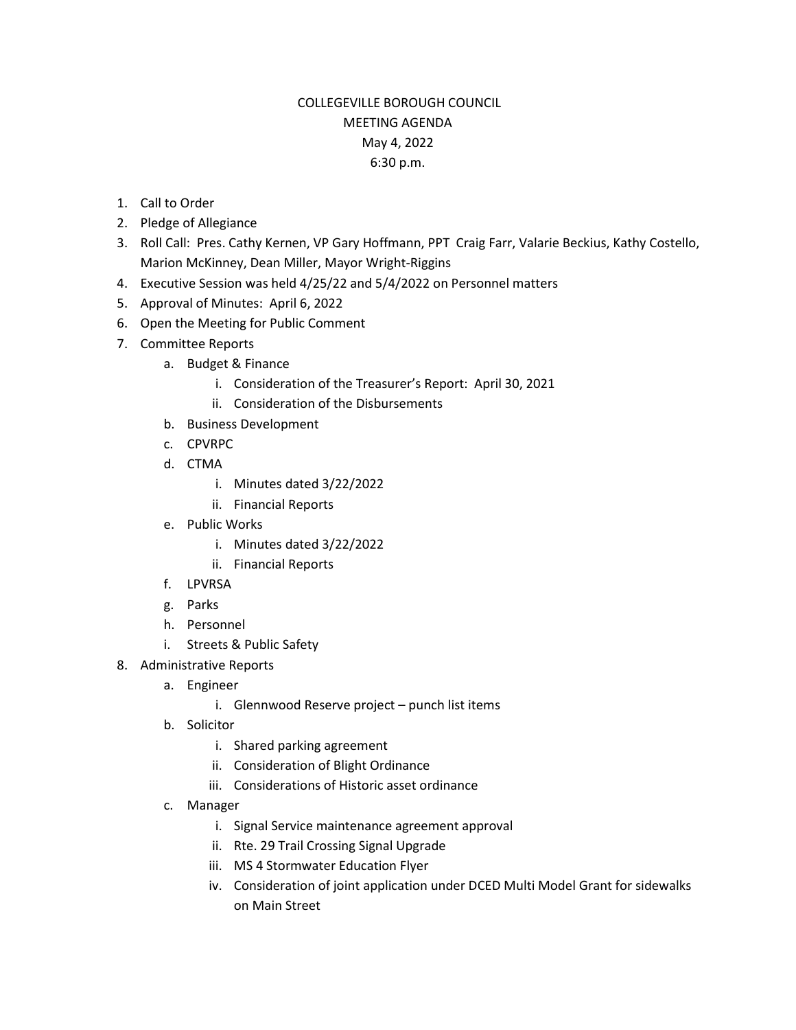# COLLEGEVILLE BOROUGH COUNCIL
## MEETING AGENDA
May 4, 2022
6:30 p.m.

1. Call to Order
2. Pledge of Allegiance
3. Roll Call: Pres. Cathy Kernen, VP Gary Hoffmann, PPT Craig Farr, Valarie Beckius, Kathy Costello, Marion McKinney, Dean Miller, Mayor Wright-Riggins
4. Executive Session was held 4/25/22 and 5/4/2022 on Personnel matters
5. Approval of Minutes: April 6, 2022
6. Open the Meeting for Public Comment
7. Committee Reports
    a. Budget & Finance
        i. Consideration of the Treasurer's Report: April 30, 2021
        ii. Consideration of the Disbursements
    b. Business Development
    c. CPVRPC
    d. CTMA
        i. Minutes dated 3/22/2022
        ii. Financial Reports
    e. Public Works
        i. Minutes dated 3/22/2022
        ii. Financial Reports
    f. LPVRSA
    g. Parks
    h. Personnel
    i. Streets & Public Safety
8. Administrative Reports
    a. Engineer
        i. Glennwood Reserve project – punch list items
    b. Solicitor
        i. Shared parking agreement
        ii. Consideration of Blight Ordinance
        iii. Considerations of Historic asset ordinance
    c. Manager
        i. Signal Service maintenance agreement approval
        ii. Rte. 29 Trail Crossing Signal Upgrade
        iii. MS 4 Stormwater Education Flyer
        iv. Consideration of joint application under DCED Multi Model Grant for sidewalks on Main Street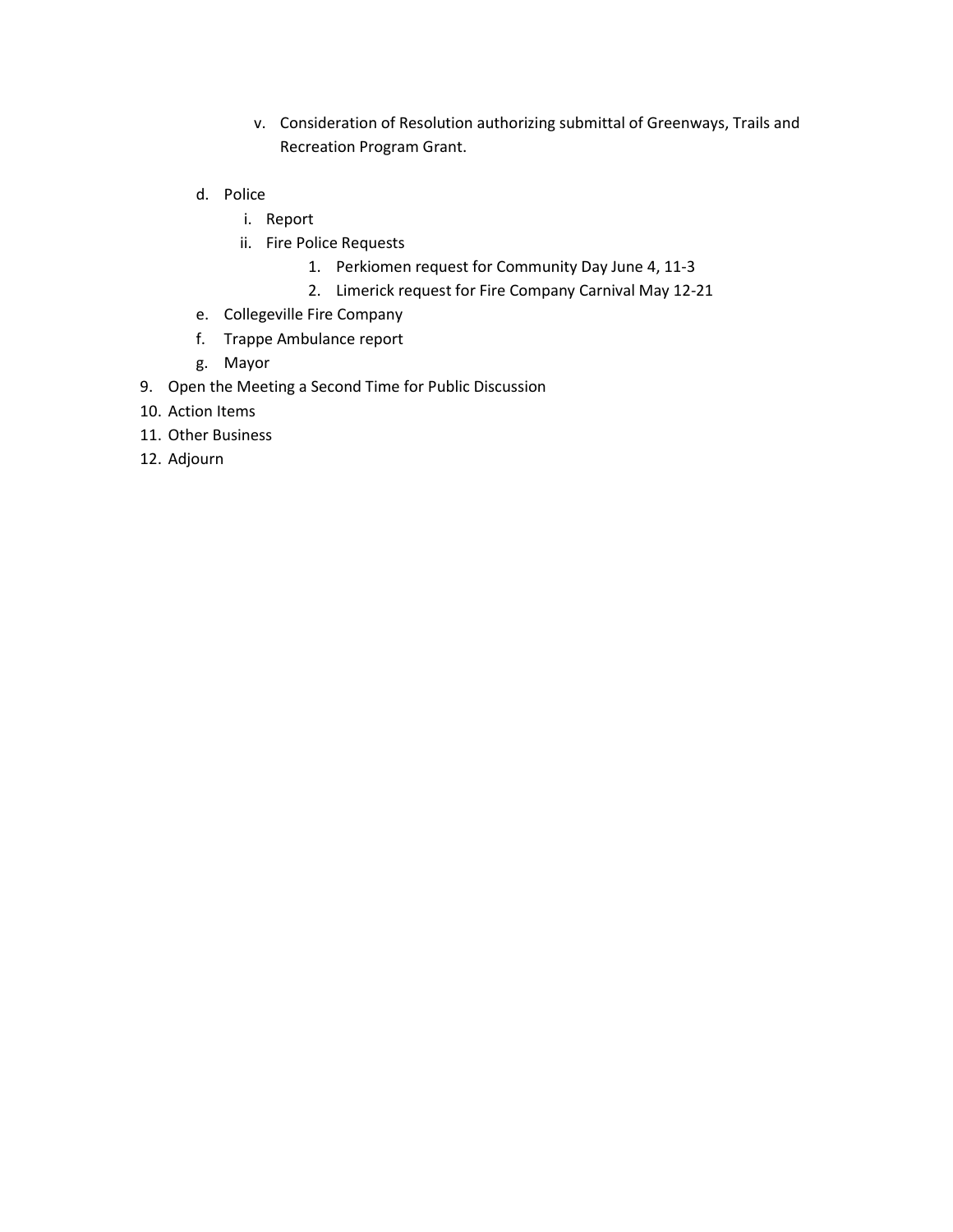- v. Consideration of Resolution authorizing submittal of Greenways, Trails and Recreation Program Grant.

- d. Police
  - i. Report
  - ii. Fire Police Requests
    1. Perkiomen request for Community Day June 4, 11-3
    2. Limerick request for Fire Company Carnival May 12-21
- e. Collegeville Fire Company
- f. Trappe Ambulance report
- g. Mayor

9. Open the Meeting a Second Time for Public Discussion
10. Action Items
11. Other Business
12. Adjourn